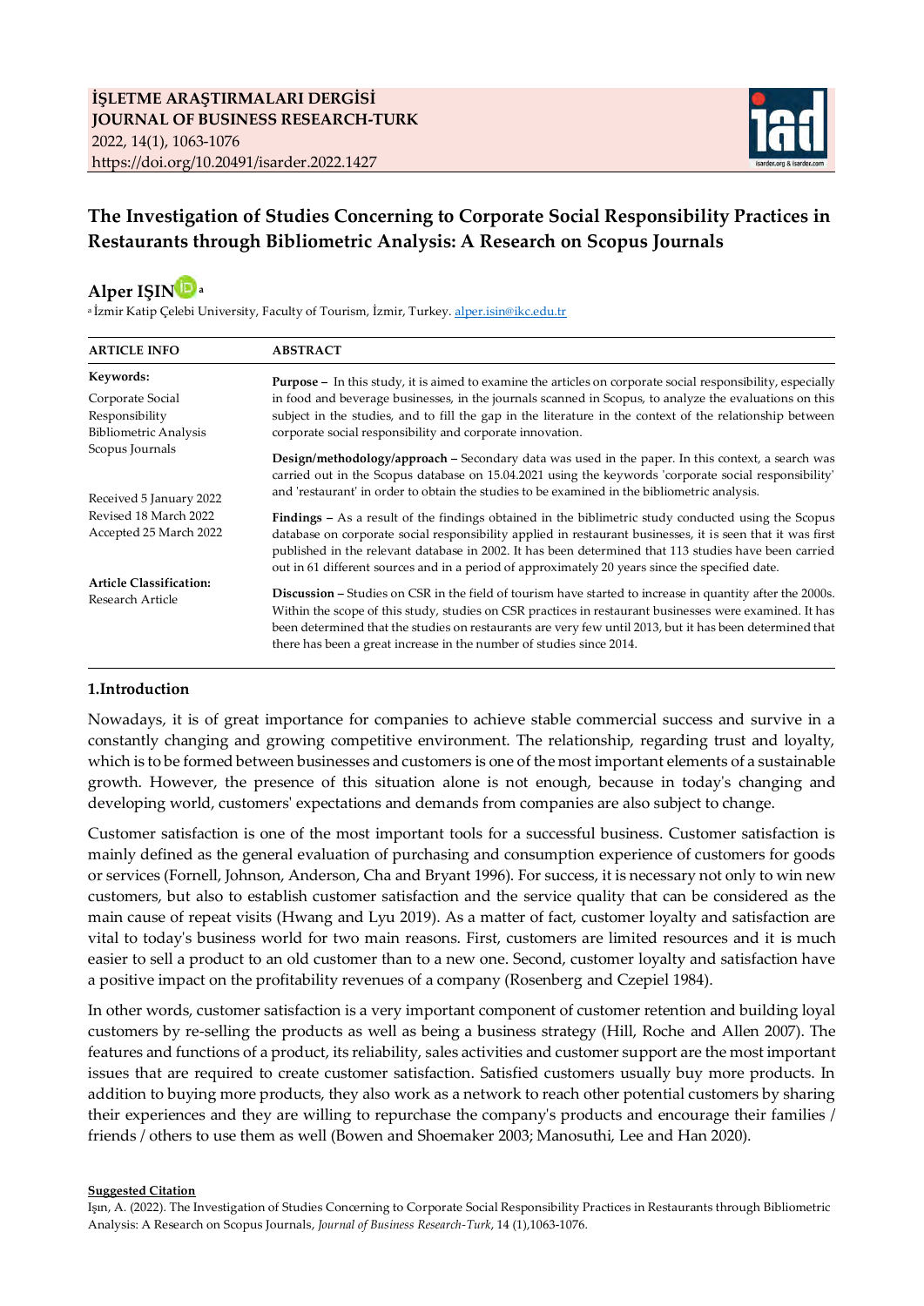**İŞLETME ARAŞTIRMALARI DERGİSİ**
**JOURNAL OF BUSINESS RESEARCH-TURK**
2022, 14(1), 1063-1076
https://doi.org/10.20491/isarder.2022.1427

# The Investigation of Studies Concerning to Corporate Social Responsibility Practices in Restaurants through Bibliometric Analysis: A Research on Scopus Journals

**Alper IŞIN** [a]

[a] İzmir Katip Çelebi University, Faculty of Tourism, İzmir, Turkey. alper.isin@ikc.edu.tr

| ARTICLE INFO | ABSTRACT |
|---|---|
| **Keywords:** Corporate Social Responsibility, Bibliometric Analysis, Scopus Journals | **Purpose –** In this study, it is aimed to examine the articles on corporate social responsibility, especially in food and beverage businesses, in the journals scanned in Scopus, to analyze the evaluations on this subject in the studies, and to fill the gap in the literature in the context of the relationship between corporate social responsibility and corporate innovation. |
| Received 5 January 2022; Revised 18 March 2022; Accepted 25 March 2022 | **Design/methodology/approach –** Secondary data was used in the paper. In this context, a search was carried out in the Scopus database on 15.04.2021 using the keywords 'corporate social responsibility' and 'restaurant' in order to obtain the studies to be examined in the bibliometric analysis. |
| **Article Classification:** Research Article | **Findings –** As a result of the findings obtained in the biblimetric study conducted using the Scopus database on corporate social responsibility applied in restaurant businesses, it is seen that it was first published in the relevant database in 2002. It has been determined that 113 studies have been carried out in 61 different sources and in a period of approximately 20 years since the specified date. |
| | **Discussion –** Studies on CSR in the field of tourism have started to increase in quantity after the 2000s. Within the scope of this study, studies on CSR practices in restaurant businesses were examined. It has been determined that the studies on restaurants are very few until 2013, but it has been determined that there has been a great increase in the number of studies since 2014. |

## 1.Introduction

Nowadays, it is of great importance for companies to achieve stable commercial success and survive in a constantly changing and growing competitive environment. The relationship, regarding trust and loyalty, which is to be formed between businesses and customers is one of the most important elements of a sustainable growth. However, the presence of this situation alone is not enough, because in today's changing and developing world, customers' expectations and demands from companies are also subject to change.

Customer satisfaction is one of the most important tools for a successful business. Customer satisfaction is mainly defined as the general evaluation of purchasing and consumption experience of customers for goods or services (Fornell, Johnson, Anderson, Cha and Bryant 1996). For success, it is necessary not only to win new customers, but also to establish customer satisfaction and the service quality that can be considered as the main cause of repeat visits (Hwang and Lyu 2019). As a matter of fact, customer loyalty and satisfaction are vital to today's business world for two main reasons. First, customers are limited resources and it is much easier to sell a product to an old customer than to a new one. Second, customer loyalty and satisfaction have a positive impact on the profitability revenues of a company (Rosenberg and Czepiel 1984).

In other words, customer satisfaction is a very important component of customer retention and building loyal customers by re-selling the products as well as being a business strategy (Hill, Roche and Allen 2007). The features and functions of a product, its reliability, sales activities and customer support are the most important issues that are required to create customer satisfaction. Satisfied customers usually buy more products. In addition to buying more products, they also work as a network to reach other potential customers by sharing their experiences and they are willing to repurchase the company's products and encourage their families / friends / others to use them as well (Bowen and Shoemaker 2003; Manosuthi, Lee and Han 2020).

**Suggested Citation**

Işın, A. (2022). The Investigation of Studies Concerning to Corporate Social Responsibility Practices in Restaurants through Bibliometric Analysis: A Research on Scopus Journals, *Journal of Business Research-Turk*, 14 (1),1063-1076.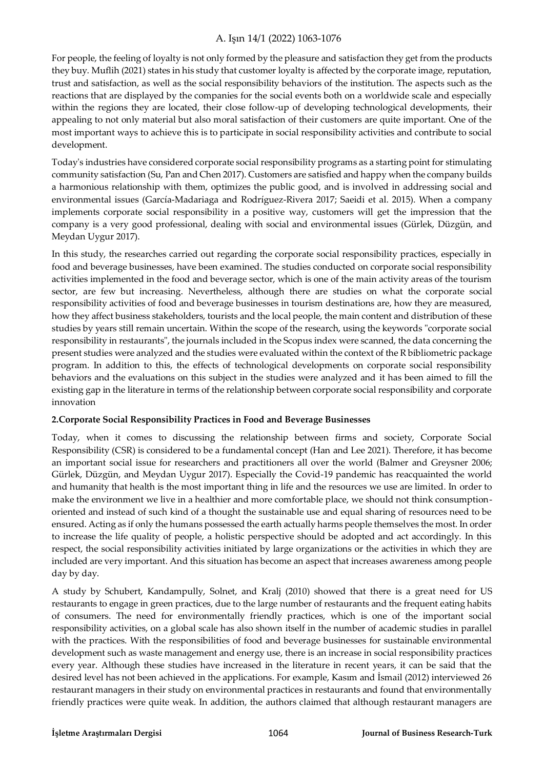For people, the feeling of loyalty is not only formed by the pleasure and satisfaction they get from the products they buy. Muflih (2021) states in his study that customer loyalty is affected by the corporate image, reputation, trust and satisfaction, as well as the social responsibility behaviors of the institution. The aspects such as the reactions that are displayed by the companies for the social events both on a worldwide scale and especially within the regions they are located, their close follow-up of developing technological developments, their appealing to not only material but also moral satisfaction of their customers are quite important. One of the most important ways to achieve this is to participate in social responsibility activities and contribute to social development.

Today's industries have considered corporate social responsibility programs as a starting point for stimulating community satisfaction (Su, Pan and Chen 2017). Customers are satisfied and happy when the company builds a harmonious relationship with them, optimizes the public good, and is involved in addressing social and environmental issues (García-Madariaga and Rodríguez-Rivera 2017; Saeidi et al. 2015). When a company implements corporate social responsibility in a positive way, customers will get the impression that the company is a very good professional, dealing with social and environmental issues (Gürlek, Düzgün, and Meydan Uygur 2017).

In this study, the researches carried out regarding the corporate social responsibility practices, especially in food and beverage businesses, have been examined. The studies conducted on corporate social responsibility activities implemented in the food and beverage sector, which is one of the main activity areas of the tourism sector, are few but increasing. Nevertheless, although there are studies on what the corporate social responsibility activities of food and beverage businesses in tourism destinations are, how they are measured, how they affect business stakeholders, tourists and the local people, the main content and distribution of these studies by years still remain uncertain. Within the scope of the research, using the keywords "corporate social responsibility in restaurants", the journals included in the Scopus index were scanned, the data concerning the present studies were analyzed and the studies were evaluated within the context of the R bibliometric package program. In addition to this, the effects of technological developments on corporate social responsibility behaviors and the evaluations on this subject in the studies were analyzed and it has been aimed to fill the existing gap in the literature in terms of the relationship between corporate social responsibility and corporate innovation

## 2.Corporate Social Responsibility Practices in Food and Beverage Businesses

Today, when it comes to discussing the relationship between firms and society, Corporate Social Responsibility (CSR) is considered to be a fundamental concept (Han and Lee 2021). Therefore, it has become an important social issue for researchers and practitioners all over the world (Balmer and Greysner 2006; Gürlek, Düzgün, and Meydan Uygur 2017). Especially the Covid-19 pandemic has reacquainted the world and humanity that health is the most important thing in life and the resources we use are limited. In order to make the environment we live in a healthier and more comfortable place, we should not think consumption-oriented and instead of such kind of a thought the sustainable use and equal sharing of resources need to be ensured. Acting as if only the humans possessed the earth actually harms people themselves the most. In order to increase the life quality of people, a holistic perspective should be adopted and act accordingly. In this respect, the social responsibility activities initiated by large organizations or the activities in which they are included are very important. And this situation has become an aspect that increases awareness among people day by day.

A study by Schubert, Kandampully, Solnet, and Kralj (2010) showed that there is a great need for US restaurants to engage in green practices, due to the large number of restaurants and the frequent eating habits of consumers. The need for environmentally friendly practices, which is one of the important social responsibility activities, on a global scale has also shown itself in the number of academic studies in parallel with the practices. With the responsibilities of food and beverage businesses for sustainable environmental development such as waste management and energy use, there is an increase in social responsibility practices every year. Although these studies have increased in the literature in recent years, it can be said that the desired level has not been achieved in the applications. For example, Kasım and İsmail (2012) interviewed 26 restaurant managers in their study on environmental practices in restaurants and found that environmentally friendly practices were quite weak. In addition, the authors claimed that although restaurant managers are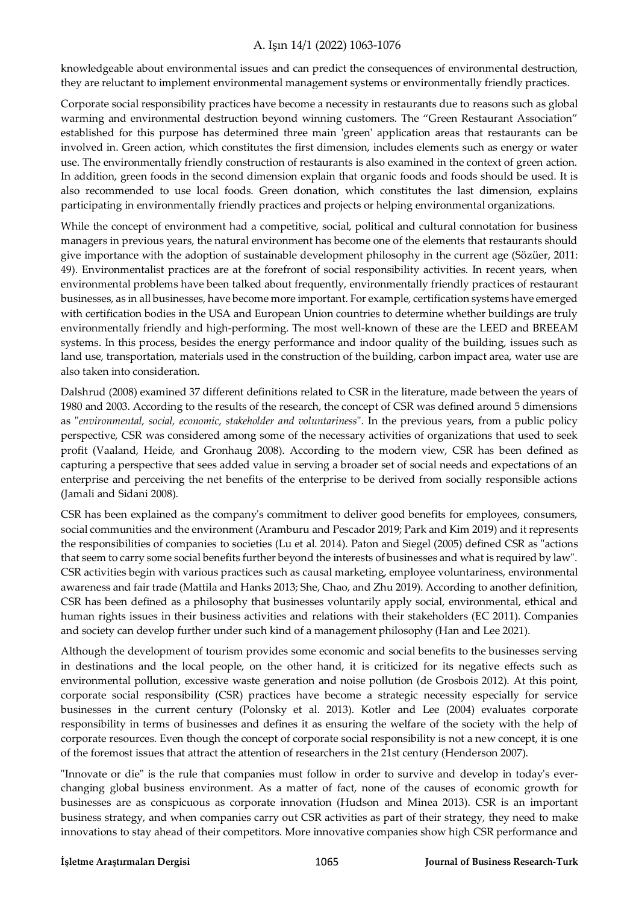knowledgeable about environmental issues and can predict the consequences of environmental destruction, they are reluctant to implement environmental management systems or environmentally friendly practices.

Corporate social responsibility practices have become a necessity in restaurants due to reasons such as global warming and environmental destruction beyond winning customers. The "Green Restaurant Association" established for this purpose has determined three main 'green' application areas that restaurants can be involved in. Green action, which constitutes the first dimension, includes elements such as energy or water use. The environmentally friendly construction of restaurants is also examined in the context of green action. In addition, green foods in the second dimension explain that organic foods and foods should be used. It is also recommended to use local foods. Green donation, which constitutes the last dimension, explains participating in environmentally friendly practices and projects or helping environmental organizations.

While the concept of environment had a competitive, social, political and cultural connotation for business managers in previous years, the natural environment has become one of the elements that restaurants should give importance with the adoption of sustainable development philosophy in the current age (Sözüer, 2011: 49). Environmentalist practices are at the forefront of social responsibility activities. In recent years, when environmental problems have been talked about frequently, environmentally friendly practices of restaurant businesses, as in all businesses, have become more important. For example, certification systems have emerged with certification bodies in the USA and European Union countries to determine whether buildings are truly environmentally friendly and high-performing. The most well-known of these are the LEED and BREEAM systems. In this process, besides the energy performance and indoor quality of the building, issues such as land use, transportation, materials used in the construction of the building, carbon impact area, water use are also taken into consideration.

Dalshrud (2008) examined 37 different definitions related to CSR in the literature, made between the years of 1980 and 2003. According to the results of the research, the concept of CSR was defined around 5 dimensions as "*environmental, social, economic, stakeholder and voluntariness*". In the previous years, from a public policy perspective, CSR was considered among some of the necessary activities of organizations that used to seek profit (Vaaland, Heide, and Gronhaug 2008). According to the modern view, CSR has been defined as capturing a perspective that sees added value in serving a broader set of social needs and expectations of an enterprise and perceiving the net benefits of the enterprise to be derived from socially responsible actions (Jamali and Sidani 2008).

CSR has been explained as the company's commitment to deliver good benefits for employees, consumers, social communities and the environment (Aramburu and Pescador 2019; Park and Kim 2019) and it represents the responsibilities of companies to societies (Lu et al. 2014). Paton and Siegel (2005) defined CSR as "actions that seem to carry some social benefits further beyond the interests of businesses and what is required by law". CSR activities begin with various practices such as causal marketing, employee voluntariness, environmental awareness and fair trade (Mattila and Hanks 2013; She, Chao, and Zhu 2019). According to another definition, CSR has been defined as a philosophy that businesses voluntarily apply social, environmental, ethical and human rights issues in their business activities and relations with their stakeholders (EC 2011). Companies and society can develop further under such kind of a management philosophy (Han and Lee 2021).

Although the development of tourism provides some economic and social benefits to the businesses serving in destinations and the local people, on the other hand, it is criticized for its negative effects such as environmental pollution, excessive waste generation and noise pollution (de Grosbois 2012). At this point, corporate social responsibility (CSR) practices have become a strategic necessity especially for service businesses in the current century (Polonsky et al. 2013). Kotler and Lee (2004) evaluates corporate responsibility in terms of businesses and defines it as ensuring the welfare of the society with the help of corporate resources. Even though the concept of corporate social responsibility is not a new concept, it is one of the foremost issues that attract the attention of researchers in the 21st century (Henderson 2007).

"Innovate or die" is the rule that companies must follow in order to survive and develop in today's ever-changing global business environment. As a matter of fact, none of the causes of economic growth for businesses are as conspicuous as corporate innovation (Hudson and Minea 2013). CSR is an important business strategy, and when companies carry out CSR activities as part of their strategy, they need to make innovations to stay ahead of their competitors. More innovative companies show high CSR performance and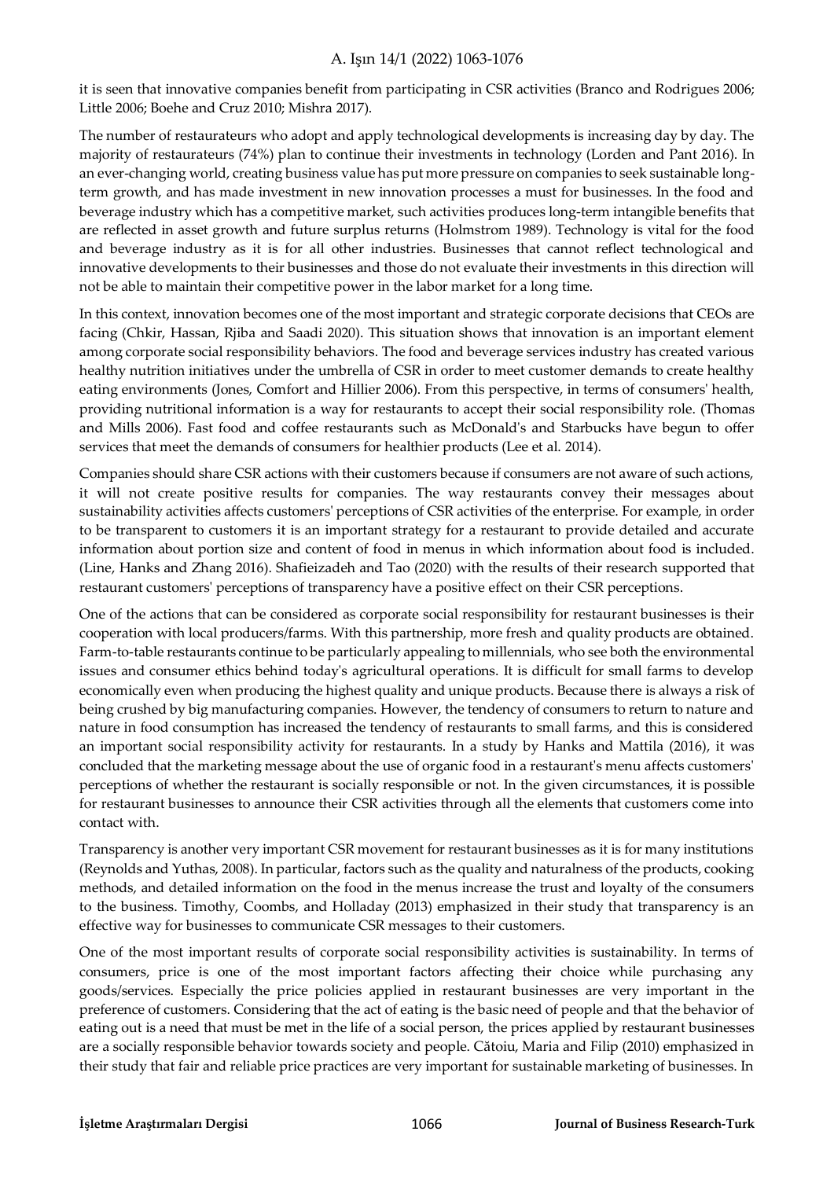it is seen that innovative companies benefit from participating in CSR activities (Branco and Rodrigues 2006; Little 2006; Boehe and Cruz 2010; Mishra 2017).

The number of restaurateurs who adopt and apply technological developments is increasing day by day. The majority of restaurateurs (74%) plan to continue their investments in technology (Lorden and Pant 2016). In an ever-changing world, creating business value has put more pressure on companies to seek sustainable long-term growth, and has made investment in new innovation processes a must for businesses. In the food and beverage industry which has a competitive market, such activities produces long-term intangible benefits that are reflected in asset growth and future surplus returns (Holmstrom 1989). Technology is vital for the food and beverage industry as it is for all other industries. Businesses that cannot reflect technological and innovative developments to their businesses and those do not evaluate their investments in this direction will not be able to maintain their competitive power in the labor market for a long time.

In this context, innovation becomes one of the most important and strategic corporate decisions that CEOs are facing (Chkir, Hassan, Rjiba and Saadi 2020). This situation shows that innovation is an important element among corporate social responsibility behaviors. The food and beverage services industry has created various healthy nutrition initiatives under the umbrella of CSR in order to meet customer demands to create healthy eating environments (Jones, Comfort and Hillier 2006). From this perspective, in terms of consumers' health, providing nutritional information is a way for restaurants to accept their social responsibility role. (Thomas and Mills 2006). Fast food and coffee restaurants such as McDonald's and Starbucks have begun to offer services that meet the demands of consumers for healthier products (Lee et al. 2014).

Companies should share CSR actions with their customers because if consumers are not aware of such actions, it will not create positive results for companies. The way restaurants convey their messages about sustainability activities affects customers' perceptions of CSR activities of the enterprise. For example, in order to be transparent to customers it is an important strategy for a restaurant to provide detailed and accurate information about portion size and content of food in menus in which information about food is included. (Line, Hanks and Zhang 2016). Shafieizadeh and Tao (2020) with the results of their research supported that restaurant customers' perceptions of transparency have a positive effect on their CSR perceptions.

One of the actions that can be considered as corporate social responsibility for restaurant businesses is their cooperation with local producers/farms. With this partnership, more fresh and quality products are obtained. Farm-to-table restaurants continue to be particularly appealing to millennials, who see both the environmental issues and consumer ethics behind today's agricultural operations. It is difficult for small farms to develop economically even when producing the highest quality and unique products. Because there is always a risk of being crushed by big manufacturing companies. However, the tendency of consumers to return to nature and nature in food consumption has increased the tendency of restaurants to small farms, and this is considered an important social responsibility activity for restaurants. In a study by Hanks and Mattila (2016), it was concluded that the marketing message about the use of organic food in a restaurant's menu affects customers' perceptions of whether the restaurant is socially responsible or not. In the given circumstances, it is possible for restaurant businesses to announce their CSR activities through all the elements that customers come into contact with.

Transparency is another very important CSR movement for restaurant businesses as it is for many institutions (Reynolds and Yuthas, 2008). In particular, factors such as the quality and naturalness of the products, cooking methods, and detailed information on the food in the menus increase the trust and loyalty of the consumers to the business. Timothy, Coombs, and Holladay (2013) emphasized in their study that transparency is an effective way for businesses to communicate CSR messages to their customers.

One of the most important results of corporate social responsibility activities is sustainability. In terms of consumers, price is one of the most important factors affecting their choice while purchasing any goods/services. Especially the price policies applied in restaurant businesses are very important in the preference of customers. Considering that the act of eating is the basic need of people and that the behavior of eating out is a need that must be met in the life of a social person, the prices applied by restaurant businesses are a socially responsible behavior towards society and people. Cătoiu, Maria and Filip (2010) emphasized in their study that fair and reliable price practices are very important for sustainable marketing of businesses. In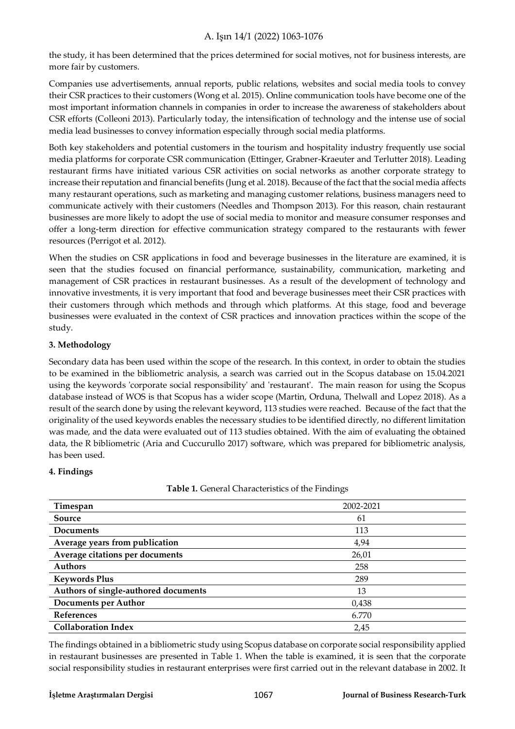the study, it has been determined that the prices determined for social motives, not for business interests, are more fair by customers.

Companies use advertisements, annual reports, public relations, websites and social media tools to convey their CSR practices to their customers (Wong et al. 2015). Online communication tools have become one of the most important information channels in companies in order to increase the awareness of stakeholders about CSR efforts (Colleoni 2013). Particularly today, the intensification of technology and the intense use of social media lead businesses to convey information especially through social media platforms.

Both key stakeholders and potential customers in the tourism and hospitality industry frequently use social media platforms for corporate CSR communication (Ettinger, Grabner-Kraeuter and Terlutter 2018). Leading restaurant firms have initiated various CSR activities on social networks as another corporate strategy to increase their reputation and financial benefits (Jung et al. 2018). Because of the fact that the social media affects many restaurant operations, such as marketing and managing customer relations, business managers need to communicate actively with their customers (Needles and Thompson 2013). For this reason, chain restaurant businesses are more likely to adopt the use of social media to monitor and measure consumer responses and offer a long-term direction for effective communication strategy compared to the restaurants with fewer resources (Perrigot et al. 2012).

When the studies on CSR applications in food and beverage businesses in the literature are examined, it is seen that the studies focused on financial performance, sustainability, communication, marketing and management of CSR practices in restaurant businesses. As a result of the development of technology and innovative investments, it is very important that food and beverage businesses meet their CSR practices with their customers through which methods and through which platforms. At this stage, food and beverage businesses were evaluated in the context of CSR practices and innovation practices within the scope of the study.

## 3. Methodology

Secondary data has been used within the scope of the research. In this context, in order to obtain the studies to be examined in the bibliometric analysis, a search was carried out in the Scopus database on 15.04.2021 using the keywords 'corporate social responsibility' and 'restaurant'. The main reason for using the Scopus database instead of WOS is that Scopus has a wider scope (Martin, Orduna, Thelwall and Lopez 2018). As a result of the search done by using the relevant keyword, 113 studies were reached. Because of the fact that the originality of the used keywords enables the necessary studies to be identified directly, no different limitation was made, and the data were evaluated out of 113 studies obtained. With the aim of evaluating the obtained data, the R bibliometric (Aria and Cuccurullo 2017) software, which was prepared for bibliometric analysis, has been used.

## 4. Findings

**Table 1.** General Characteristics of the Findings

| | |
|---|---|
| **Timespan** | 2002-2021 |
| **Source** | 61 |
| **Documents** | 113 |
| **Average years from publication** | 4,94 |
| **Average citations per documents** | 26,01 |
| **Authors** | 258 |
| **Keywords Plus** | 289 |
| **Authors of single-authored documents** | 13 |
| **Documents per Author** | 0,438 |
| **References** | 6.770 |
| **Collaboration Index** | 2,45 |

The findings obtained in a bibliometric study using Scopus database on corporate social responsibility applied in restaurant businesses are presented in Table 1. When the table is examined, it is seen that the corporate social responsibility studies in restaurant enterprises were first carried out in the relevant database in 2002. It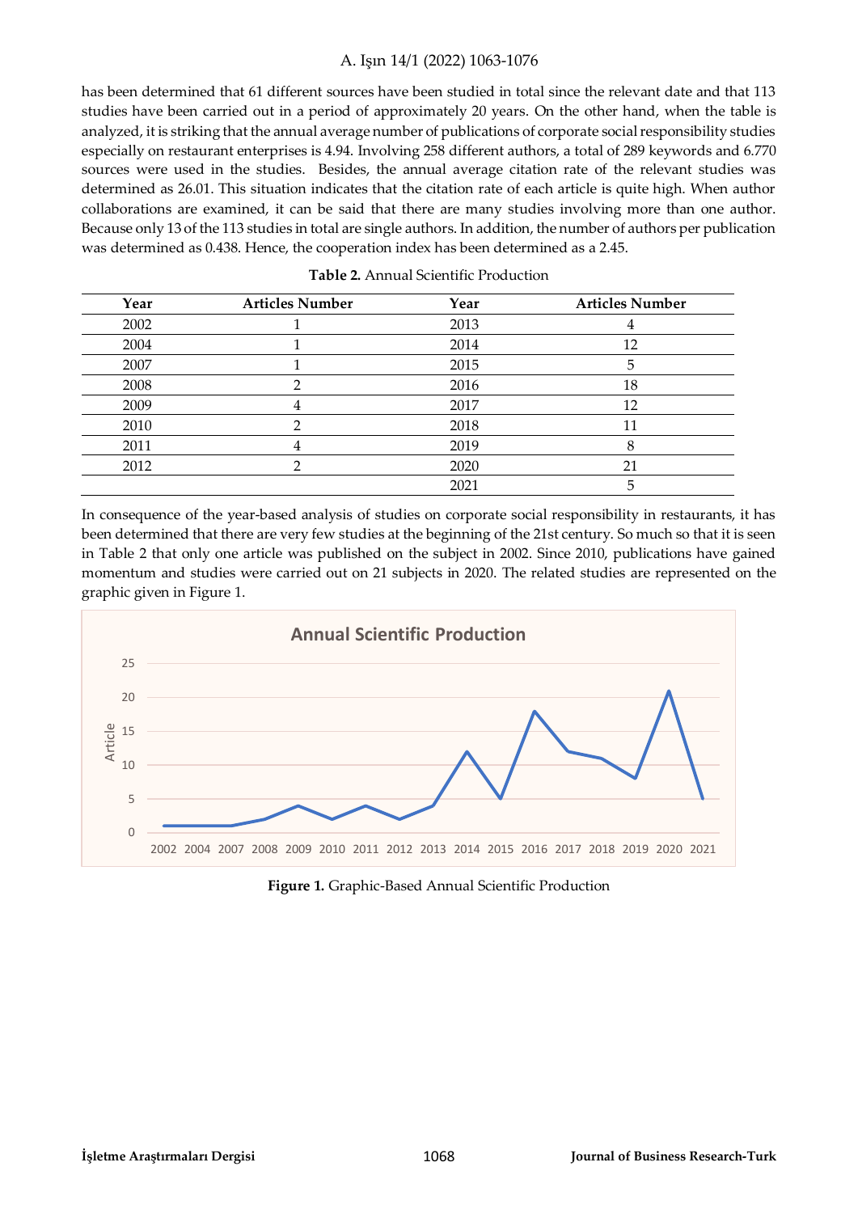has been determined that 61 different sources have been studied in total since the relevant date and that 113 studies have been carried out in a period of approximately 20 years. On the other hand, when the table is analyzed, it is striking that the annual average number of publications of corporate social responsibility studies especially on restaurant enterprises is 4.94. Involving 258 different authors, a total of 289 keywords and 6.770 sources were used in the studies. Besides, the annual average citation rate of the relevant studies was determined as 26.01. This situation indicates that the citation rate of each article is quite high. When author collaborations are examined, it can be said that there are many studies involving more than one author. Because only 13 of the 113 studies in total are single authors. In addition, the number of authors per publication was determined as 0.438. Hence, the cooperation index has been determined as a 2.45.

**Table 2.** Annual Scientific Production

| Year | Articles Number | Year | Articles Number |
|---|---|---|---|
| 2002 | 1 | 2013 | 4 |
| 2004 | 1 | 2014 | 12 |
| 2007 | 1 | 2015 | 5 |
| 2008 | 2 | 2016 | 18 |
| 2009 | 4 | 2017 | 12 |
| 2010 | 2 | 2018 | 11 |
| 2011 | 4 | 2019 | 8 |
| 2012 | 2 | 2020 | 21 |
| | | 2021 | 5 |

In consequence of the year-based analysis of studies on corporate social responsibility in restaurants, it has been determined that there are very few studies at the beginning of the 21st century. So much so that it is seen in Table 2 that only one article was published on the subject in 2002. Since 2010, publications have gained momentum and studies were carried out on 21 subjects in 2020. The related studies are represented on the graphic given in Figure 1.

**Figure 1.** Graphic-Based Annual Scientific Production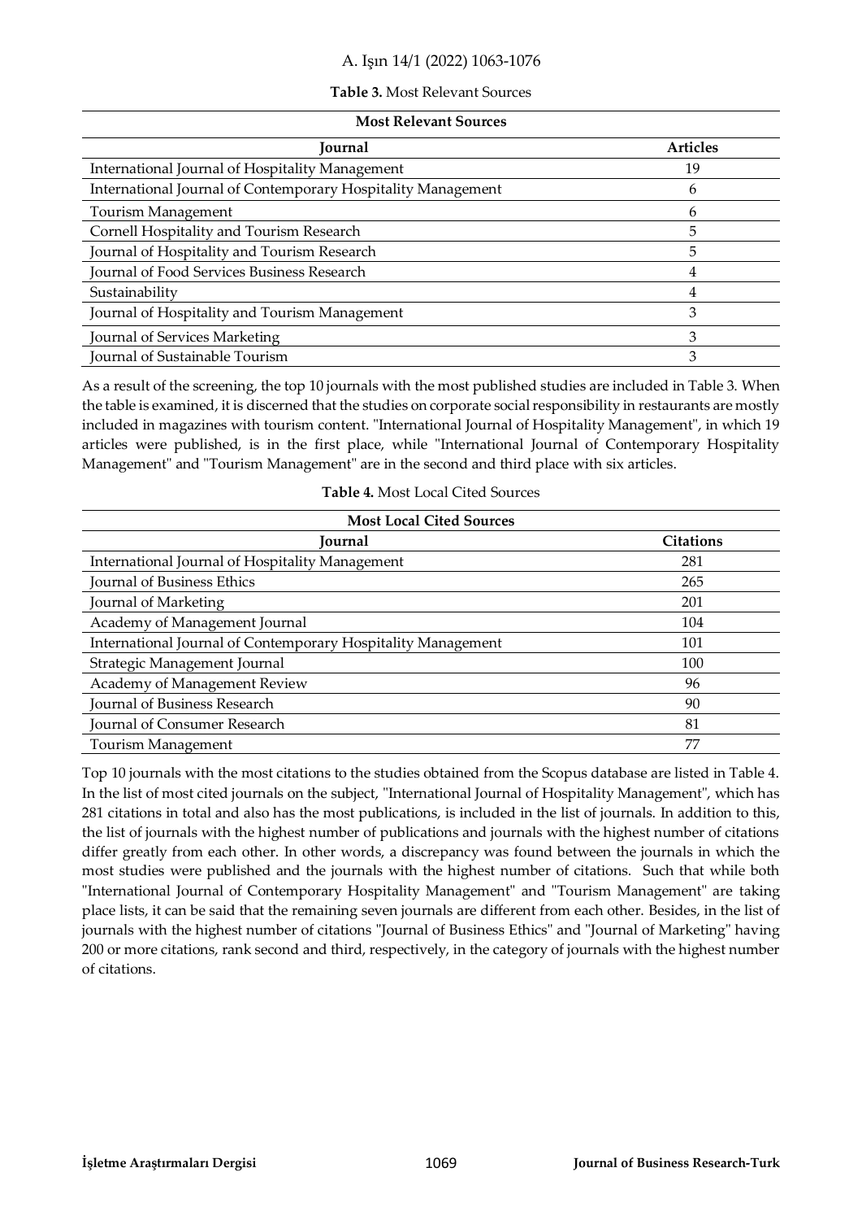**Table 3.** Most Relevant Sources

| Most Relevant Sources | |
|---|---|
| **Journal** | **Articles** |
| International Journal of Hospitality Management | 19 |
| International Journal of Contemporary Hospitality Management | 6 |
| Tourism Management | 6 |
| Cornell Hospitality and Tourism Research | 5 |
| Journal of Hospitality and Tourism Research | 5 |
| Journal of Food Services Business Research | 4 |
| Sustainability | 4 |
| Journal of Hospitality and Tourism Management | 3 |
| Journal of Services Marketing | 3 |
| Journal of Sustainable Tourism | 3 |

As a result of the screening, the top 10 journals with the most published studies are included in Table 3. When the table is examined, it is discerned that the studies on corporate social responsibility in restaurants are mostly included in magazines with tourism content. "International Journal of Hospitality Management", in which 19 articles were published, is in the first place, while "International Journal of Contemporary Hospitality Management" and "Tourism Management" are in the second and third place with six articles.

**Table 4.** Most Local Cited Sources

| Most Local Cited Sources | |
|---|---|
| **Journal** | **Citations** |
| International Journal of Hospitality Management | 281 |
| Journal of Business Ethics | 265 |
| Journal of Marketing | 201 |
| Academy of Management Journal | 104 |
| International Journal of Contemporary Hospitality Management | 101 |
| Strategic Management Journal | 100 |
| Academy of Management Review | 96 |
| Journal of Business Research | 90 |
| Journal of Consumer Research | 81 |
| Tourism Management | 77 |

Top 10 journals with the most citations to the studies obtained from the Scopus database are listed in Table 4. In the list of most cited journals on the subject, "International Journal of Hospitality Management", which has 281 citations in total and also has the most publications, is included in the list of journals. In addition to this, the list of journals with the highest number of publications and journals with the highest number of citations differ greatly from each other. In other words, a discrepancy was found between the journals in which the most studies were published and the journals with the highest number of citations. Such that while both "International Journal of Contemporary Hospitality Management" and "Tourism Management" are taking place lists, it can be said that the remaining seven journals are different from each other. Besides, in the list of journals with the highest number of citations "Journal of Business Ethics" and "Journal of Marketing" having 200 or more citations, rank second and third, respectively, in the category of journals with the highest number of citations.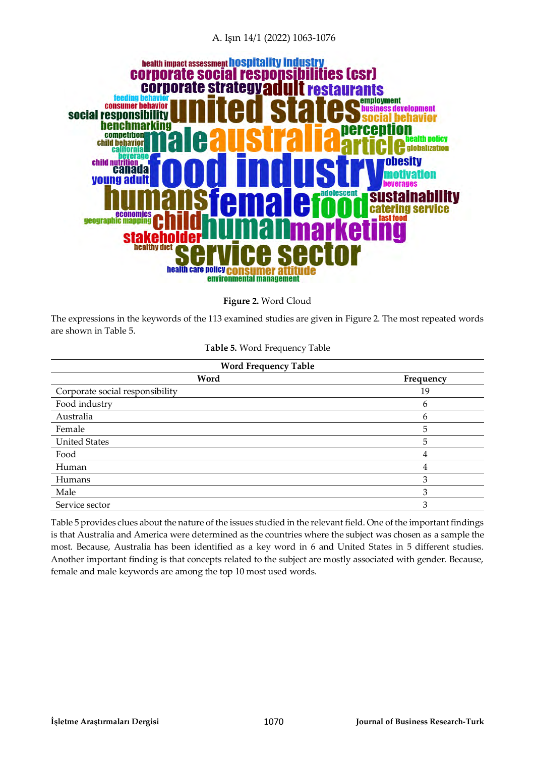Figure 2. Word Cloud

The expressions in the keywords of the 113 examined studies are given in Figure 2. The most repeated words are shown in Table 5.

**Table 5.** Word Frequency Table

| Word | Frequency |
|---|---|
| Corporate social responsibility | 19 |
| Food industry | 6 |
| Australia | 6 |
| Female | 5 |
| United States | 5 |
| Food | 4 |
| Human | 4 |
| Humans | 3 |
| Male | 3 |
| Service sector | 3 |

Table 5 provides clues about the nature of the issues studied in the relevant field. One of the important findings is that Australia and America were determined as the countries where the subject was chosen as a sample the most. Because, Australia has been identified as a key word in 6 and United States in 5 different studies. Another important finding is that concepts related to the subject are mostly associated with gender. Because, female and male keywords are among the top 10 most used words.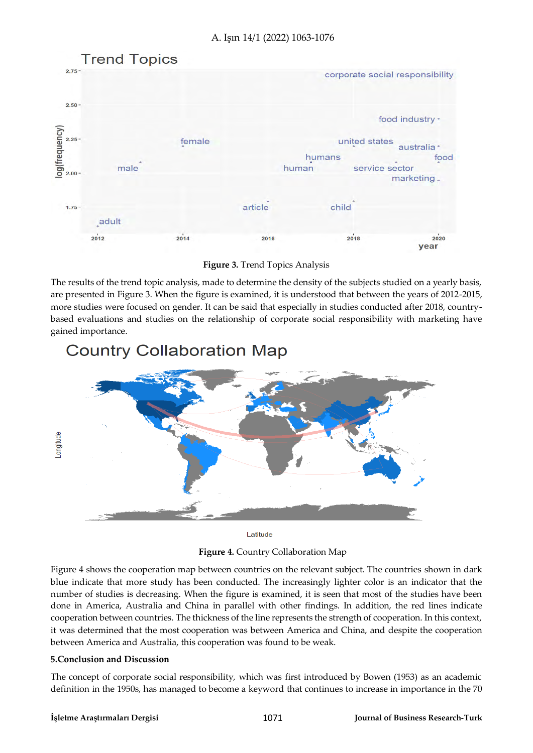**Figure 3.** Trend Topics Analysis

The results of the trend topic analysis, made to determine the density of the subjects studied on a yearly basis, are presented in Figure 3. When the figure is examined, it is understood that between the years of 2012-2015, more studies were focused on gender. It can be said that especially in studies conducted after 2018, country-based evaluations and studies on the relationship of corporate social responsibility with marketing have gained importance.

**Figure 4.** Country Collaboration Map

Figure 4 shows the cooperation map between countries on the relevant subject. The countries shown in dark blue indicate that more study has been conducted. The increasingly lighter color is an indicator that the number of studies is decreasing. When the figure is examined, it is seen that most of the studies have been done in America, Australia and China in parallel with other findings. In addition, the red lines indicate cooperation between countries. The thickness of the line represents the strength of cooperation. In this context, it was determined that the most cooperation was between America and China, and despite the cooperation between America and Australia, this cooperation was found to be weak.

## 5.Conclusion and Discussion

The concept of corporate social responsibility, which was first introduced by Bowen (1953) as an academic definition in the 1950s, has managed to become a keyword that continues to increase in importance in the 70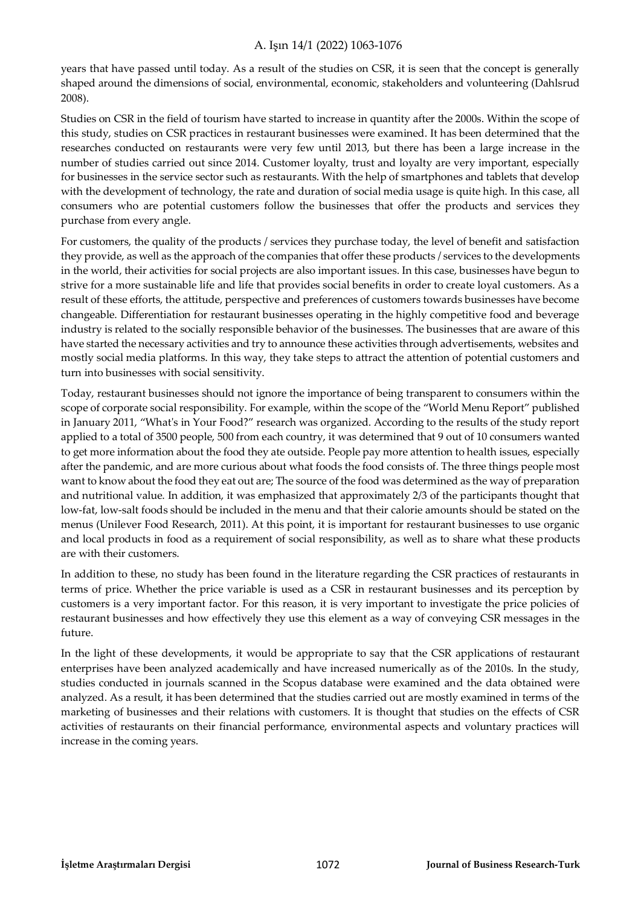years that have passed until today. As a result of the studies on CSR, it is seen that the concept is generally shaped around the dimensions of social, environmental, economic, stakeholders and volunteering (Dahlsrud 2008).

Studies on CSR in the field of tourism have started to increase in quantity after the 2000s. Within the scope of this study, studies on CSR practices in restaurant businesses were examined. It has been determined that the researches conducted on restaurants were very few until 2013, but there has been a large increase in the number of studies carried out since 2014. Customer loyalty, trust and loyalty are very important, especially for businesses in the service sector such as restaurants. With the help of smartphones and tablets that develop with the development of technology, the rate and duration of social media usage is quite high. In this case, all consumers who are potential customers follow the businesses that offer the products and services they purchase from every angle.

For customers, the quality of the products / services they purchase today, the level of benefit and satisfaction they provide, as well as the approach of the companies that offer these products / services to the developments in the world, their activities for social projects are also important issues. In this case, businesses have begun to strive for a more sustainable life and life that provides social benefits in order to create loyal customers. As a result of these efforts, the attitude, perspective and preferences of customers towards businesses have become changeable. Differentiation for restaurant businesses operating in the highly competitive food and beverage industry is related to the socially responsible behavior of the businesses. The businesses that are aware of this have started the necessary activities and try to announce these activities through advertisements, websites and mostly social media platforms. In this way, they take steps to attract the attention of potential customers and turn into businesses with social sensitivity.

Today, restaurant businesses should not ignore the importance of being transparent to consumers within the scope of corporate social responsibility. For example, within the scope of the "World Menu Report" published in January 2011, "What's in Your Food?" research was organized. According to the results of the study report applied to a total of 3500 people, 500 from each country, it was determined that 9 out of 10 consumers wanted to get more information about the food they ate outside. People pay more attention to health issues, especially after the pandemic, and are more curious about what foods the food consists of. The three things people most want to know about the food they eat out are; The source of the food was determined as the way of preparation and nutritional value. In addition, it was emphasized that approximately 2/3 of the participants thought that low-fat, low-salt foods should be included in the menu and that their calorie amounts should be stated on the menus (Unilever Food Research, 2011). At this point, it is important for restaurant businesses to use organic and local products in food as a requirement of social responsibility, as well as to share what these products are with their customers.

In addition to these, no study has been found in the literature regarding the CSR practices of restaurants in terms of price. Whether the price variable is used as a CSR in restaurant businesses and its perception by customers is a very important factor. For this reason, it is very important to investigate the price policies of restaurant businesses and how effectively they use this element as a way of conveying CSR messages in the future.

In the light of these developments, it would be appropriate to say that the CSR applications of restaurant enterprises have been analyzed academically and have increased numerically as of the 2010s. In the study, studies conducted in journals scanned in the Scopus database were examined and the data obtained were analyzed. As a result, it has been determined that the studies carried out are mostly examined in terms of the marketing of businesses and their relations with customers. It is thought that studies on the effects of CSR activities of restaurants on their financial performance, environmental aspects and voluntary practices will increase in the coming years.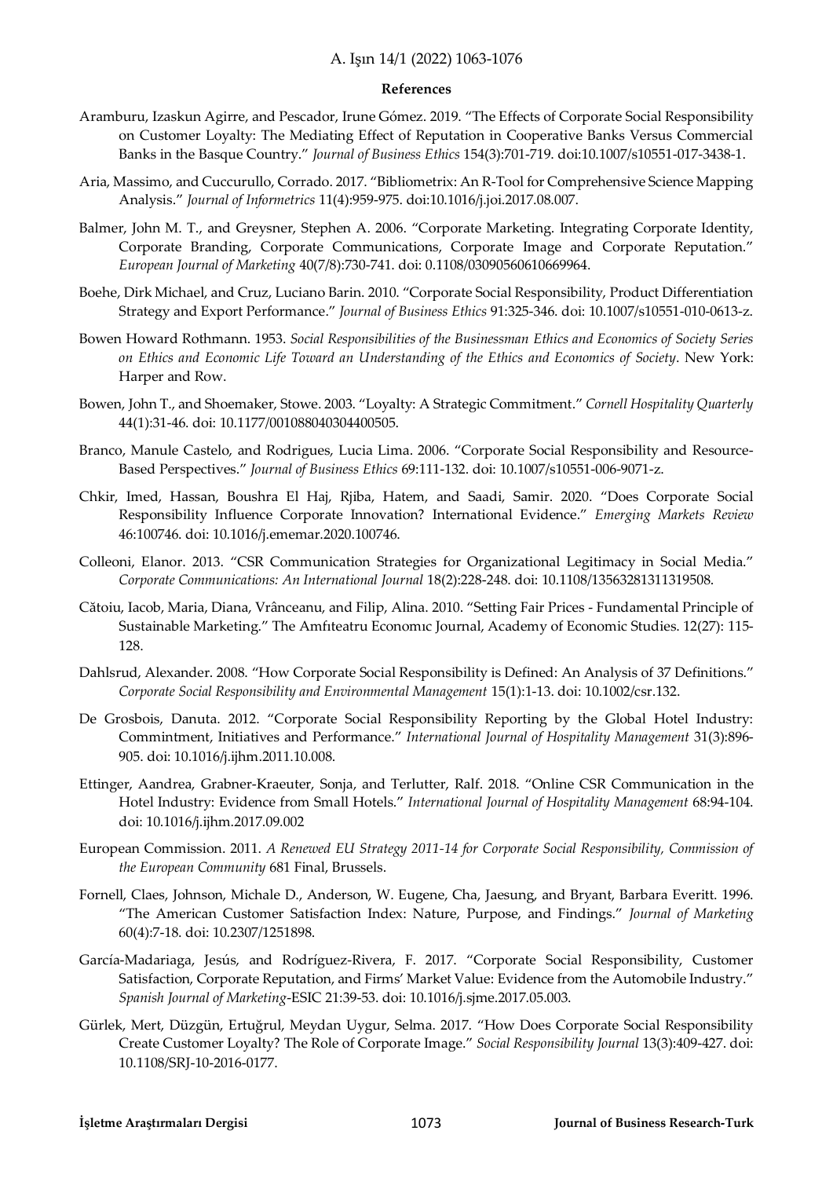**References**

Aramburu, Izaskun Agirre, and Pescador, Irune Gómez. 2019. "The Effects of Corporate Social Responsibility on Customer Loyalty: The Mediating Effect of Reputation in Cooperative Banks Versus Commercial Banks in the Basque Country." *Journal of Business Ethics* 154(3):701-719. doi:10.1007/s10551-017-3438-1.

Aria, Massimo, and Cuccurullo, Corrado. 2017. "Bibliometrix: An R-Tool for Comprehensive Science Mapping Analysis." *Journal of Informetrics* 11(4):959-975. doi:10.1016/j.joi.2017.08.007.

Balmer, John M. T., and Greysner, Stephen A. 2006. "Corporate Marketing. Integrating Corporate Identity, Corporate Branding, Corporate Communications, Corporate Image and Corporate Reputation." *European Journal of Marketing* 40(7/8):730-741. doi: 0.1108/03090560610669964.

Boehe, Dirk Michael, and Cruz, Luciano Barin. 2010. "Corporate Social Responsibility, Product Differentiation Strategy and Export Performance." *Journal of Business Ethics* 91:325-346. doi: 10.1007/s10551-010-0613-z.

Bowen Howard Rothmann. 1953. *Social Responsibilities of the Businessman Ethics and Economics of Society Series on Ethics and Economic Life Toward an Understanding of the Ethics and Economics of Society*. New York: Harper and Row.

Bowen, John T., and Shoemaker, Stowe. 2003. "Loyalty: A Strategic Commitment." *Cornell Hospitality Quarterly* 44(1):31-46. doi: 10.1177/001088040304400505.

Branco, Manule Castelo, and Rodrigues, Lucia Lima. 2006. "Corporate Social Responsibility and Resource-Based Perspectives." *Journal of Business Ethics* 69:111-132. doi: 10.1007/s10551-006-9071-z.

Chkir, Imed, Hassan, Boushra El Haj, Rjiba, Hatem, and Saadi, Samir. 2020. "Does Corporate Social Responsibility Influence Corporate Innovation? International Evidence." *Emerging Markets Review* 46:100746. doi: 10.1016/j.ememar.2020.100746.

Colleoni, Elanor. 2013. "CSR Communication Strategies for Organizational Legitimacy in Social Media." *Corporate Communications: An International Journal* 18(2):228-248. doi: 10.1108/13563281311319508.

Cătoiu, Iacob, Maria, Diana, Vrânceanu, and Filip, Alina. 2010. "Setting Fair Prices - Fundamental Principle of Sustainable Marketing." The Amfıteatru Economıc Journal, Academy of Economic Studies. 12(27): 115-128.

Dahlsrud, Alexander. 2008. "How Corporate Social Responsibility is Defined: An Analysis of 37 Definitions." *Corporate Social Responsibility and Environmental Management* 15(1):1-13. doi: 10.1002/csr.132.

De Grosbois, Danuta. 2012. "Corporate Social Responsibility Reporting by the Global Hotel Industry: Commintment, Initiatives and Performance." *International Journal of Hospitality Management* 31(3):896-905. doi: 10.1016/j.ijhm.2011.10.008.

Ettinger, Aandrea, Grabner-Kraeuter, Sonja, and Terlutter, Ralf. 2018. "Online CSR Communication in the Hotel Industry: Evidence from Small Hotels." *International Journal of Hospitality Management* 68:94-104. doi: 10.1016/j.ijhm.2017.09.002

European Commission. 2011. *A Renewed EU Strategy 2011-14 for Corporate Social Responsibility, Commission of the European Community* 681 Final, Brussels.

Fornell, Claes, Johnson, Michale D., Anderson, W. Eugene, Cha, Jaesung, and Bryant, Barbara Everitt. 1996. "The American Customer Satisfaction Index: Nature, Purpose, and Findings." *Journal of Marketing* 60(4):7-18. doi: 10.2307/1251898.

García-Madariaga, Jesús, and Rodríguez-Rivera, F. 2017. "Corporate Social Responsibility, Customer Satisfaction, Corporate Reputation, and Firms' Market Value: Evidence from the Automobile Industry." *Spanish Journal of Marketing*-ESIC 21:39-53. doi: 10.1016/j.sjme.2017.05.003.

Gürlek, Mert, Düzgün, Ertuğrul, Meydan Uygur, Selma. 2017. "How Does Corporate Social Responsibility Create Customer Loyalty? The Role of Corporate Image." *Social Responsibility Journal* 13(3):409-427. doi: 10.1108/SRJ-10-2016-0177.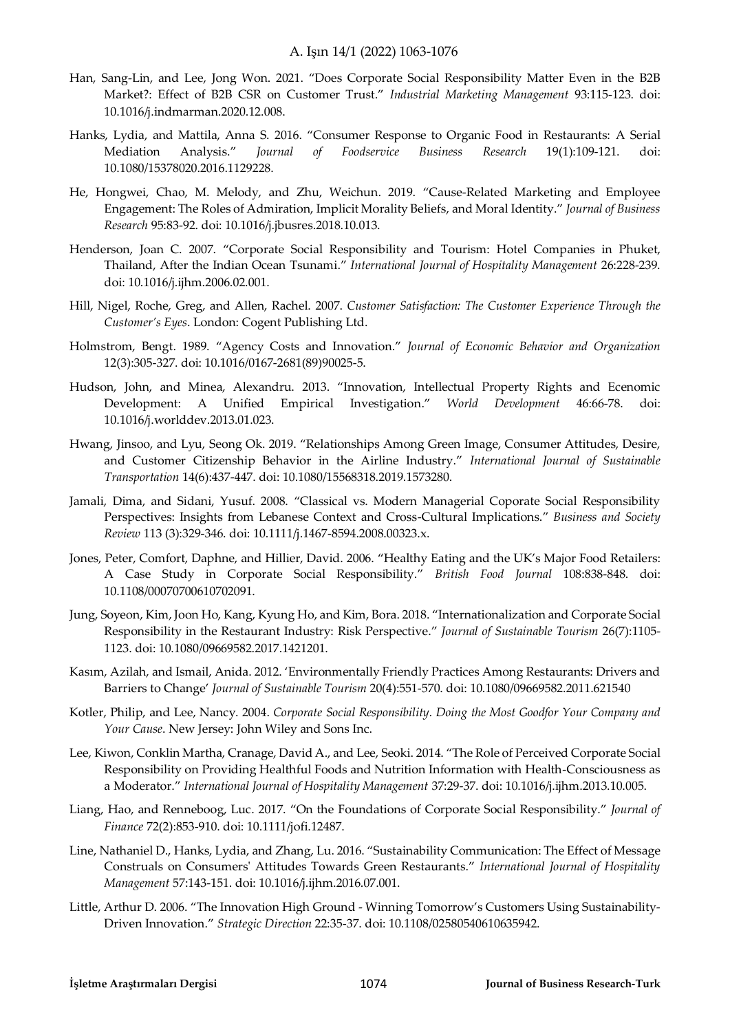Han, Sang-Lin, and Lee, Jong Won. 2021. "Does Corporate Social Responsibility Matter Even in the B2B Market?: Effect of B2B CSR on Customer Trust." *Industrial Marketing Management* 93:115-123. doi: 10.1016/j.indmarman.2020.12.008.

Hanks, Lydia, and Mattila, Anna S. 2016. "Consumer Response to Organic Food in Restaurants: A Serial Mediation Analysis." *Journal of Foodservice Business Research* 19(1):109-121. doi: 10.1080/15378020.2016.1129228.

He, Hongwei, Chao, M. Melody, and Zhu, Weichun. 2019. "Cause-Related Marketing and Employee Engagement: The Roles of Admiration, Implicit Morality Beliefs, and Moral Identity." *Journal of Business Research* 95:83-92. doi: 10.1016/j.jbusres.2018.10.013.

Henderson, Joan C. 2007. "Corporate Social Responsibility and Tourism: Hotel Companies in Phuket, Thailand, After the Indian Ocean Tsunami." *International Journal of Hospitality Management* 26:228-239. doi: 10.1016/j.ijhm.2006.02.001.

Hill, Nigel, Roche, Greg, and Allen, Rachel. 2007. *Customer Satisfaction: The Customer Experience Through the Customer's Eyes*. London: Cogent Publishing Ltd.

Holmstrom, Bengt. 1989. "Agency Costs and Innovation." *Journal of Economic Behavior and Organization* 12(3):305-327. doi: 10.1016/0167-2681(89)90025-5.

Hudson, John, and Minea, Alexandru. 2013. "Innovation, Intellectual Property Rights and Ecenomic Development: A Unified Empirical Investigation." *World Development* 46:66-78. doi: 10.1016/j.worlddev.2013.01.023.

Hwang, Jinsoo, and Lyu, Seong Ok. 2019. "Relationships Among Green Image, Consumer Attitudes, Desire, and Customer Citizenship Behavior in the Airline Industry." *International Journal of Sustainable Transportation* 14(6):437-447. doi: 10.1080/15568318.2019.1573280.

Jamali, Dima, and Sidani, Yusuf. 2008. "Classical vs. Modern Managerial Coporate Social Responsibility Perspectives: Insights from Lebanese Context and Cross-Cultural Implications." *Business and Society Review* 113 (3):329-346. doi: 10.1111/j.1467-8594.2008.00323.x.

Jones, Peter, Comfort, Daphne, and Hillier, David. 2006. "Healthy Eating and the UK's Major Food Retailers: A Case Study in Corporate Social Responsibility." *British Food Journal* 108:838-848. doi: 10.1108/00070700610702091.

Jung, Soyeon, Kim, Joon Ho, Kang, Kyung Ho, and Kim, Bora. 2018. "Internationalization and Corporate Social Responsibility in the Restaurant Industry: Risk Perspective." *Journal of Sustainable Tourism* 26(7):1105-1123. doi: 10.1080/09669582.2017.1421201.

Kasım, Azilah, and Ismail, Anida. 2012. 'Environmentally Friendly Practices Among Restaurants: Drivers and Barriers to Change' *Journal of Sustainable Tourism* 20(4):551-570. doi: 10.1080/09669582.2011.621540

Kotler, Philip, and Lee, Nancy. 2004. *Corporate Social Responsibility. Doing the Most Goodfor Your Company and Your Cause*. New Jersey: John Wiley and Sons Inc.

Lee, Kiwon, Conklin Martha, Cranage, David A., and Lee, Seoki. 2014. "The Role of Perceived Corporate Social Responsibility on Providing Healthful Foods and Nutrition Information with Health-Consciousness as a Moderator." *International Journal of Hospitality Management* 37:29-37. doi: 10.1016/j.ijhm.2013.10.005.

Liang, Hao, and Renneboog, Luc. 2017. "On the Foundations of Corporate Social Responsibility." *Journal of Finance* 72(2):853-910. doi: 10.1111/jofi.12487.

Line, Nathaniel D., Hanks, Lydia, and Zhang, Lu. 2016. "Sustainability Communication: The Effect of Message Construals on Consumers' Attitudes Towards Green Restaurants." *International Journal of Hospitality Management* 57:143-151. doi: 10.1016/j.ijhm.2016.07.001.

Little, Arthur D. 2006. "The Innovation High Ground - Winning Tomorrow's Customers Using Sustainability-Driven Innovation." *Strategic Direction* 22:35-37. doi: 10.1108/02580540610635942.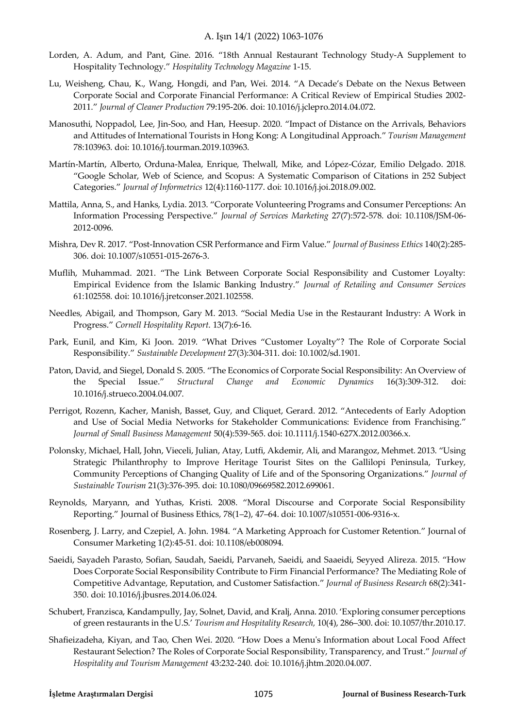Lorden, A. Adum, and Pant, Gine. 2016. "18th Annual Restaurant Technology Study-A Supplement to Hospitality Technology." *Hospitality Technology Magazine* 1-15.

Lu, Weisheng, Chau, K., Wang, Hongdi, and Pan, Wei. 2014. "A Decade's Debate on the Nexus Between Corporate Social and Corporate Financial Performance: A Critical Review of Empirical Studies 2002-2011." *Journal of Cleaner Production* 79:195-206. doi: 10.1016/j.jclepro.2014.04.072.

Manosuthi, Noppadol, Lee, Jin-Soo, and Han, Heesup. 2020. "Impact of Distance on the Arrivals, Behaviors and Attitudes of International Tourists in Hong Kong: A Longitudinal Approach." *Tourism Management* 78:103963. doi: 10.1016/j.tourman.2019.103963.

Martín-Martín, Alberto, Orduna-Malea, Enrique, Thelwall, Mike, and López-Cózar, Emilio Delgado. 2018. "Google Scholar, Web of Science, and Scopus: A Systematic Comparison of Citations in 252 Subject Categories." *Journal of Informetrics* 12(4):1160-1177. doi: 10.1016/j.joi.2018.09.002.

Mattila, Anna, S., and Hanks, Lydia. 2013. "Corporate Volunteering Programs and Consumer Perceptions: An Information Processing Perspective." *Journal of Services Marketing* 27(7):572-578. doi: 10.1108/JSM-06-2012-0096.

Mishra, Dev R. 2017. "Post-Innovation CSR Performance and Firm Value." *Journal of Business Ethics* 140(2):285-306. doi: 10.1007/s10551-015-2676-3.

Muflih, Muhammad. 2021. "The Link Between Corporate Social Responsibility and Customer Loyalty: Empirical Evidence from the Islamic Banking Industry." *Journal of Retailing and Consumer Services* 61:102558. doi: 10.1016/j.jretconser.2021.102558.

Needles, Abigail, and Thompson, Gary M. 2013. "Social Media Use in the Restaurant Industry: A Work in Progress." *Cornell Hospitality Report*. 13(7):6-16.

Park, Eunil, and Kim, Ki Joon. 2019. "What Drives "Customer Loyalty"? The Role of Corporate Social Responsibility." *Sustainable Development* 27(3):304-311. doi: 10.1002/sd.1901.

Paton, David, and Siegel, Donald S. 2005. "The Economics of Corporate Social Responsibility: An Overview of the Special Issue." *Structural Change and Economic Dynamics* 16(3):309-312. doi: 10.1016/j.strueco.2004.04.007.

Perrigot, Rozenn, Kacher, Manish, Basset, Guy, and Cliquet, Gerard. 2012. "Antecedents of Early Adoption and Use of Social Media Networks for Stakeholder Communications: Evidence from Franchising." *Journal of Small Business Management* 50(4):539-565. doi: 10.1111/j.1540-627X.2012.00366.x.

Polonsky, Michael, Hall, John, Vieceli, Julian, Atay, Lutfi, Akdemir, Ali, and Marangoz, Mehmet. 2013. "Using Strategic Philanthrophy to Improve Heritage Tourist Sites on the Gallilopi Peninsula, Turkey, Community Perceptions of Changing Quality of Life and of the Sponsoring Organizations." *Journal of Sustainable Tourism* 21(3):376-395. doi: 10.1080/09669582.2012.699061.

Reynolds, Maryann, and Yuthas, Kristi. 2008. "Moral Discourse and Corporate Social Responsibility Reporting." Journal of Business Ethics, 78(1–2), 47–64. doi: 10.1007/s10551-006-9316-x.

Rosenberg, J. Larry, and Czepiel, A. John. 1984. "A Marketing Approach for Customer Retention." Journal of Consumer Marketing 1(2):45-51. doi: 10.1108/eb008094.

Saeidi, Sayadeh Parasto, Sofian, Saudah, Saeidi, Parvaneh, Saeidi, and Saaeidi, Seyyed Alireza. 2015. "How Does Corporate Social Responsibility Contribute to Firm Financial Performance? The Mediating Role of Competitive Advantage, Reputation, and Customer Satisfaction." *Journal of Business Research* 68(2):341-350. doi: 10.1016/j.jbusres.2014.06.024.

Schubert, Franzisca, Kandampully, Jay, Solnet, David, and Kralj, Anna. 2010. 'Exploring consumer perceptions of green restaurants in the U.S.' *Tourism and Hospitality Research,* 10(4), 286–300. doi: 10.1057/thr.2010.17.

Shafieizadeha, Kiyan, and Tao, Chen Wei. 2020. "How Does a Menu's Information about Local Food Affect Restaurant Selection? The Roles of Corporate Social Responsibility, Transparency, and Trust." *Journal of Hospitality and Tourism Management* 43:232-240. doi: 10.1016/j.jhtm.2020.04.007.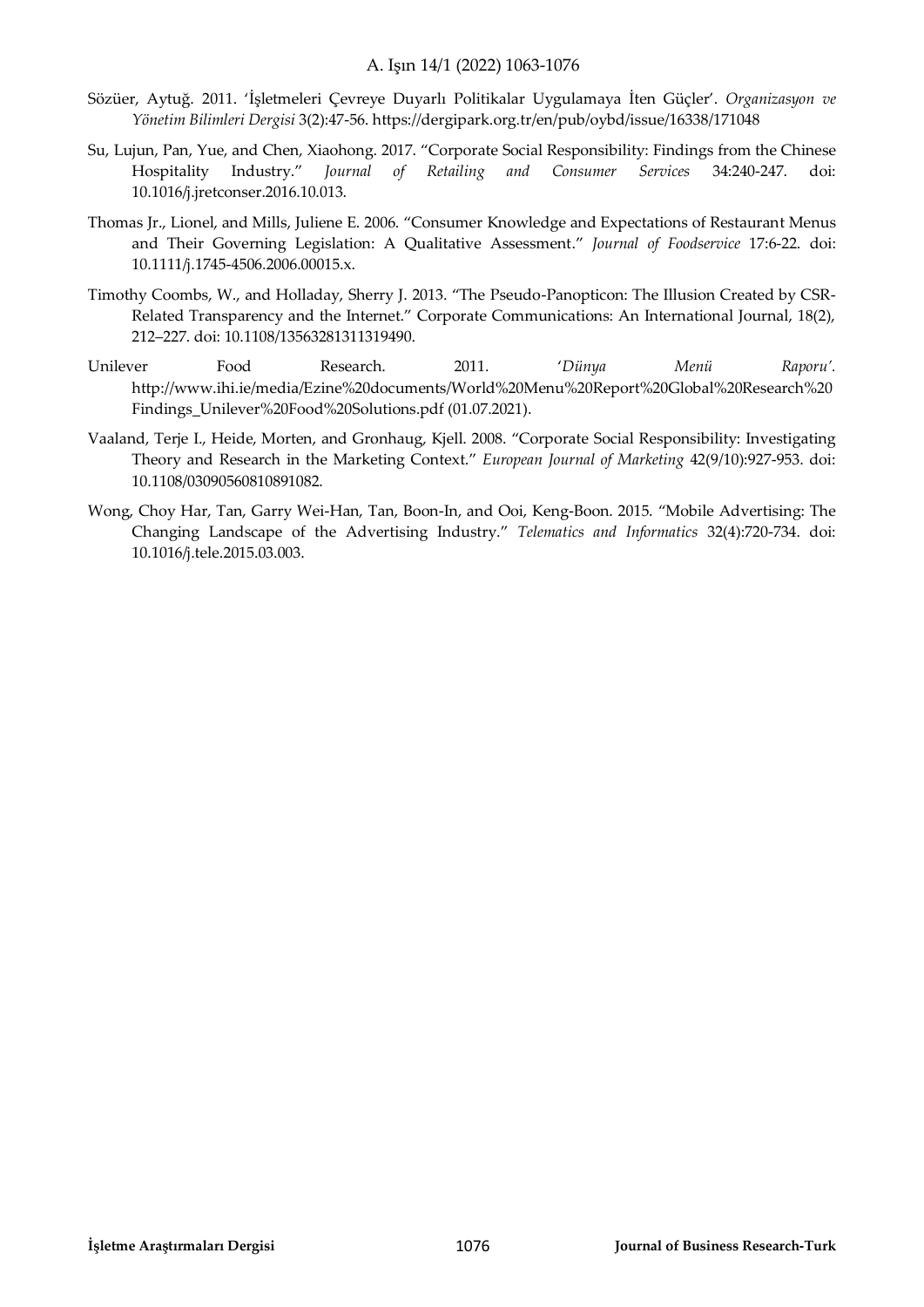Sözüer, Aytuğ. 2011. 'İşletmeleri Çevreye Duyarlı Politikalar Uygulamaya İten Güçler'. *Organizasyon ve Yönetim Bilimleri Dergisi* 3(2):47-56. https://dergipark.org.tr/en/pub/oybd/issue/16338/171048

Su, Lujun, Pan, Yue, and Chen, Xiaohong. 2017. "Corporate Social Responsibility: Findings from the Chinese Hospitality Industry." *Journal of Retailing and Consumer Services* 34:240-247. doi: 10.1016/j.jretconser.2016.10.013.

Thomas Jr., Lionel, and Mills, Juliene E. 2006. "Consumer Knowledge and Expectations of Restaurant Menus and Their Governing Legislation: A Qualitative Assessment." *Journal of Foodservice* 17:6-22. doi: 10.1111/j.1745-4506.2006.00015.x.

Timothy Coombs, W., and Holladay, Sherry J. 2013. "The Pseudo-Panopticon: The Illusion Created by CSR-Related Transparency and the Internet." Corporate Communications: An International Journal, 18(2), 212–227. doi: 10.1108/13563281311319490.

Unilever Food Research. 2011. '*Dünya Menü Raporu'*. http://www.ihi.ie/media/Ezine%20documents/World%20Menu%20Report%20Global%20Research%20Findings_Unilever%20Food%20Solutions.pdf (01.07.2021).

Vaaland, Terje I., Heide, Morten, and Gronhaug, Kjell. 2008. "Corporate Social Responsibility: Investigating Theory and Research in the Marketing Context." *European Journal of Marketing* 42(9/10):927-953. doi: 10.1108/03090560810891082.

Wong, Choy Har, Tan, Garry Wei-Han, Tan, Boon-In, and Ooi, Keng-Boon. 2015. "Mobile Advertising: The Changing Landscape of the Advertising Industry." *Telematics and Informatics* 32(4):720-734. doi: 10.1016/j.tele.2015.03.003.